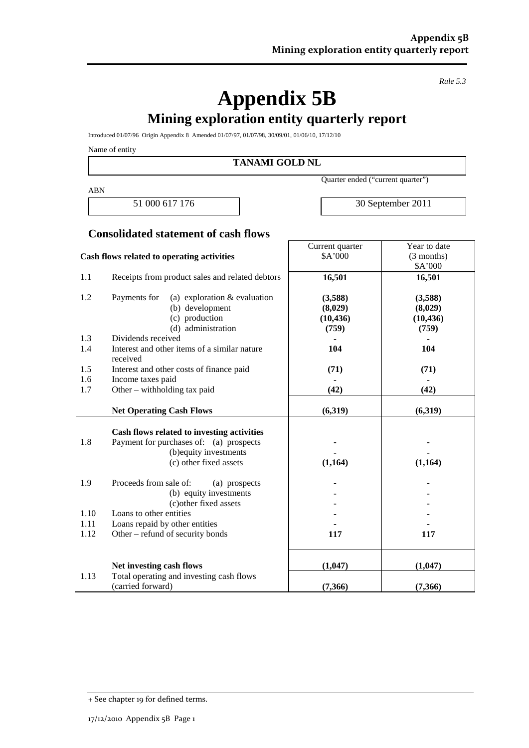*Rule 5.3*

# Appendix 5B

## Mining exploration entity quarterly report

Introduced 01/07/96 Origin Appendix 8 Amended 01/07/97, 01/07/98, 30/09/01, 01/06/10, 17/12/10

Name of entity

**TANAMI GOLD NL**

| ABN | Quarter ended ("current quarter") |
|---|---|
| 51 000 617 176 | 30 September 2011 |

### Consolidated statement of cash flows

| | Cash flows related to operating activities | Current quarter $A'000 | Year to date (3 months) $A'000 |
|---|---|---|---|
| 1.1 | Receipts from product sales and related debtors | **16,501** | **16,501** |
| 1.2 | Payments for (a) exploration & evaluation | **(3,588)** | **(3,588)** |
| | (b) development | **(8,029)** | **(8,029)** |
| | (c) production | **(10,436)** | **(10,436)** |
| | (d) administration | **(759)** | **(759)** |
| 1.3 | Dividends received | **-** | **-** |
| 1.4 | Interest and other items of a similar nature received | **104** | **104** |
| 1.5 | Interest and other costs of finance paid | **(71)** | **(71)** |
| 1.6 | Income taxes paid | **-** | **-** |
| 1.7 | Other – withholding tax paid | **(42)** | **(42)** |
| | **Net Operating Cash Flows** | **(6,319)** | **(6,319)** |
| | **Cash flows related to investing activities** | | |
| 1.8 | Payment for purchases of: (a) prospects | **-** | **-** |
| | (b)equity investments | **-** | **-** |
| | (c) other fixed assets | **(1,164)** | **(1,164)** |
| 1.9 | Proceeds from sale of: (a) prospects | **-** | **-** |
| | (b) equity investments | **-** | **-** |
| | (c)other fixed assets | **-** | **-** |
| 1.10 | Loans to other entities | **-** | **-** |
| 1.11 | Loans repaid by other entities | **-** | **-** |
| 1.12 | Other – refund of security bonds | **117** | **117** |
| | **Net investing cash flows** | **(1,047)** | **(1,047)** |
| 1.13 | Total operating and investing cash flows (carried forward) | **(7,366)** | **(7,366)** |

+ See chapter 19 for defined terms.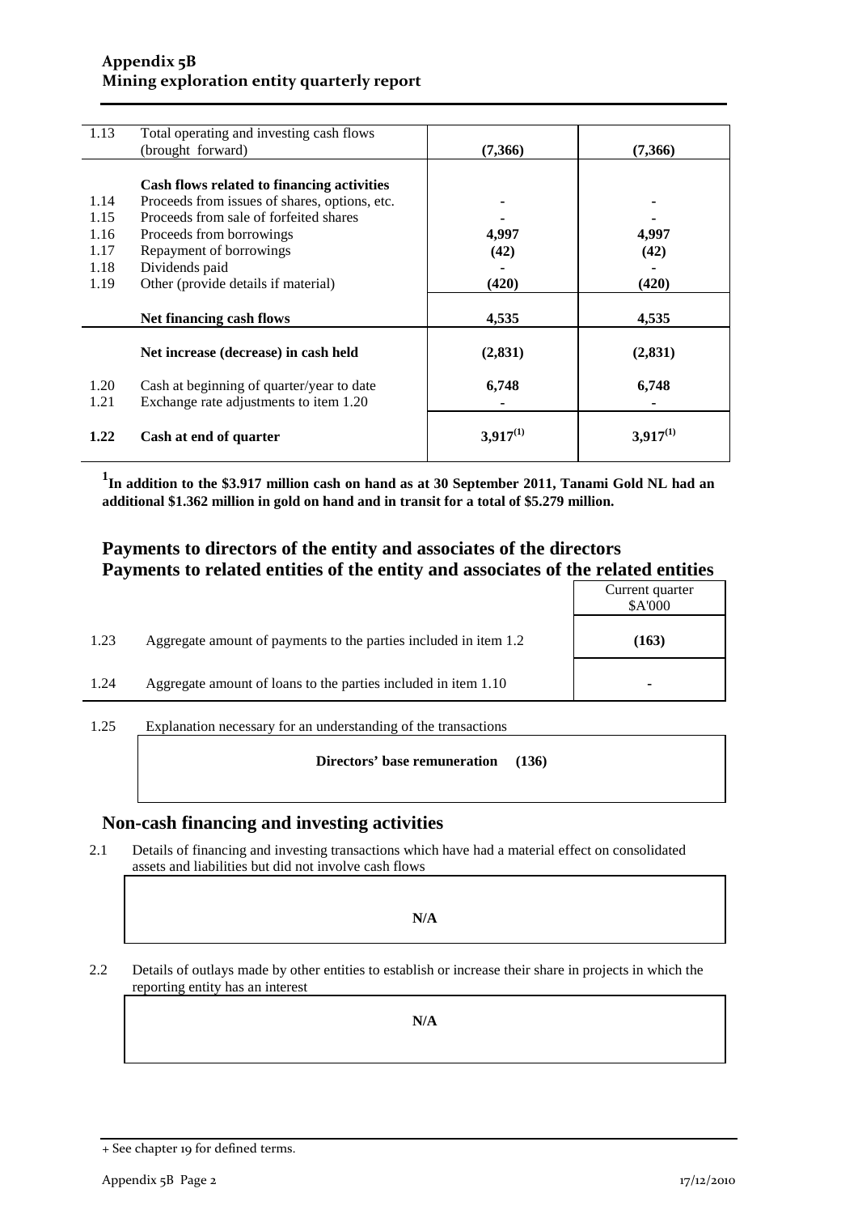## Appendix 5B
## Mining exploration entity quarterly report

| | | | |
|---|---|---|---|
| 1.13 | Total operating and investing cash flows (brought forward) | **(7,366)** | **(7,366)** |
| | **Cash flows related to financing activities** | | |
| 1.14 | Proceeds from issues of shares, options, etc. | - | - |
| 1.15 | Proceeds from sale of forfeited shares | - | - |
| 1.16 | Proceeds from borrowings | **4,997** | **4,997** |
| 1.17 | Repayment of borrowings | **(42)** | **(42)** |
| 1.18 | Dividends paid | - | - |
| 1.19 | Other (provide details if material) | **(420)** | **(420)** |
| | **Net financing cash flows** | **4,535** | **4,535** |
| | **Net increase (decrease) in cash held** | **(2,831)** | **(2,831)** |
| 1.20 | Cash at beginning of quarter/year to date | **6,748** | **6,748** |
| 1.21 | Exchange rate adjustments to item 1.20 | - | - |
| **1.22** | **Cash at end of quarter** | **3,917[(1)]** | **3,917[(1)]** |

**[1]In addition to the $3.917 million cash on hand as at 30 September 2011, Tanami Gold NL had an additional $1.362 million in gold on hand and in transit for a total of $5.279 million.**

## Payments to directors of the entity and associates of the directors
## Payments to related entities of the entity and associates of the related entities

| | | Current quarter $A'000 |
|---|---|---|
| 1.23 | Aggregate amount of payments to the parties included in item 1.2 | **(163)** |
| 1.24 | Aggregate amount of loans to the parties included in item 1.10 | - |

1.25 Explanation necessary for an understanding of the transactions

**Directors' base remuneration (136)**

## Non-cash financing and investing activities

2.1 Details of financing and investing transactions which have had a material effect on consolidated assets and liabilities but did not involve cash flows

**N/A**

2.2 Details of outlays made by other entities to establish or increase their share in projects in which the reporting entity has an interest

**N/A**

+ See chapter 19 for defined terms.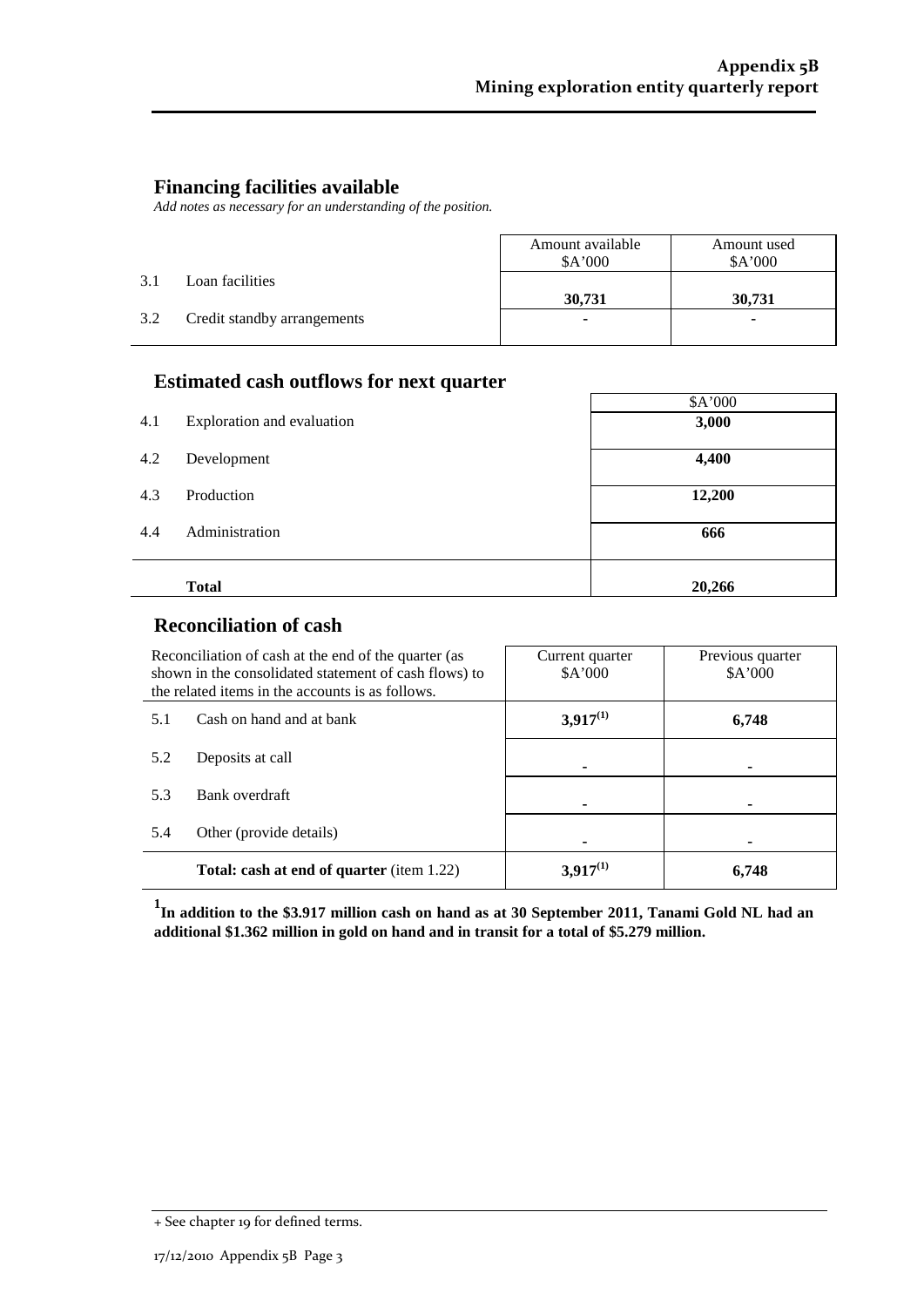## Financing facilities available

*Add notes as necessary for an understanding of the position.*

| | | Amount available $A'000 | Amount used $A'000 |
|---|---|---|---|
| 3.1 | Loan facilities | **30,731** | **30,731** |
| 3.2 | Credit standby arrangements | **-** | **-** |

## Estimated cash outflows for next quarter

| | | $A'000 |
|---|---|---|
| 4.1 | Exploration and evaluation | **3,000** |
| 4.2 | Development | **4,400** |
| 4.3 | Production | **12,200** |
| 4.4 | Administration | **666** |
| | **Total** | **20,266** |

## Reconciliation of cash

| Reconciliation of cash at the end of the quarter (as shown in the consolidated statement of cash flows) to the related items in the accounts is as follows. | | Current quarter $A'000 | Previous quarter $A'000 |
|---|---|---|---|
| 5.1 | Cash on hand and at bank | **3,917[(1)]** | **6,748** |
| 5.2 | Deposits at call | **-** | **-** |
| 5.3 | Bank overdraft | **-** | **-** |
| 5.4 | Other (provide details) | **-** | **-** |
| | **Total: cash at end of quarter** (item 1.22) | **3,917[(1)]** | **6,748** |

**[1]In addition to the $3.917 million cash on hand as at 30 September 2011, Tanami Gold NL had an additional $1.362 million in gold on hand and in transit for a total of $5.279 million.**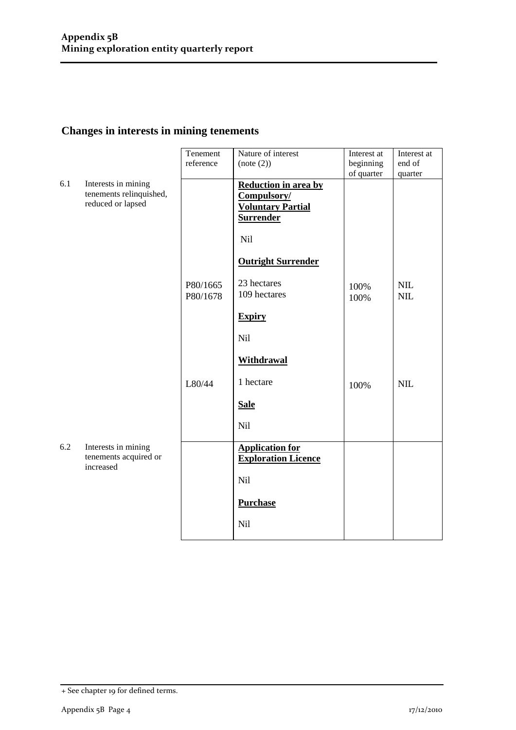## Changes in interests in mining tenements

| | | Tenement reference | Nature of interest (note (2)) | Interest at beginning of quarter | Interest at end of quarter |
|---|---|---|---|---|---|
| 6.1 | Interests in mining tenements relinquished, reduced or lapsed | | **Reduction in area by Compulsory/ Voluntary Partial Surrender** | | |
| | | | Nil | | |
| | | | **Outright Surrender** | | |
| | | P80/1665 | 23 hectares | 100% | NIL |
| | | P80/1678 | 109 hectares | 100% | NIL |
| | | | **Expiry** | | |
| | | | Nil | | |
| | | | **Withdrawal** | | |
| | | L80/44 | 1 hectare | 100% | NIL |
| | | | **Sale** | | |
| | | | Nil | | |
| 6.2 | Interests in mining tenements acquired or increased | | **Application for Exploration Licence** | | |
| | | | Nil | | |
| | | | **Purchase** | | |
| | | | Nil | | |

+ See chapter 19 for defined terms.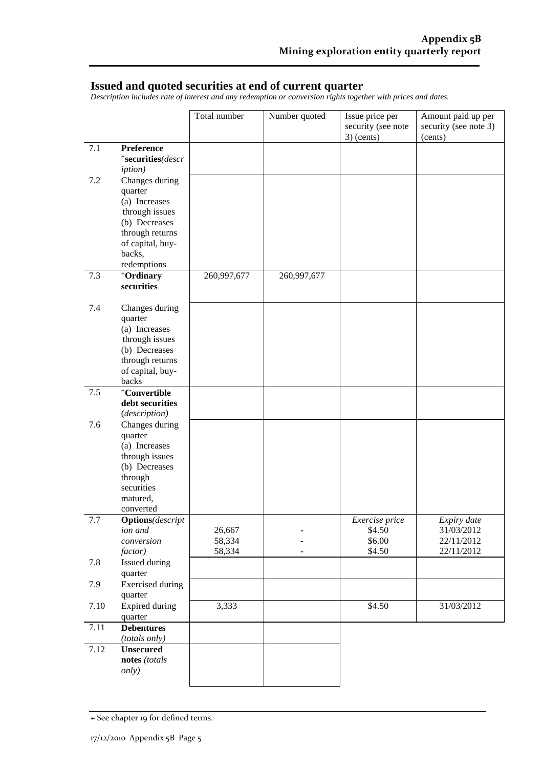## Issued and quoted securities at end of current quarter

*Description includes rate of interest and any redemption or conversion rights together with prices and dates.*

| | | Total number | Number quoted | Issue price per security (see note 3) (cents) | Amount paid up per security (see note 3) (cents) |
|---|---|---|---|---|---|
| 7.1 | **Preference** **+securities***(description)* | | | | |
| 7.2 | Changes during quarter (a) Increases through issues (b) Decreases through returns of capital, buy-backs, redemptions | | | | |
| 7.3 | **+Ordinary securities** | 260,997,677 | 260,997,677 | | |
| 7.4 | Changes during quarter (a) Increases through issues (b) Decreases through returns of capital, buy-backs | | | | |
| 7.5 | **+Convertible debt securities** *(description)* | | | | |
| 7.6 | Changes during quarter (a) Increases through issues (b) Decreases through securities matured, converted | | | | |
| 7.7 | **Options***(description and conversion factor)* | 26,667<br>58,334<br>58,334 | -<br>-<br>- | *Exercise price*<br>$4.50<br>$6.00<br>$4.50 | *Expiry date*<br>31/03/2012<br>22/11/2012<br>22/11/2012 |
| 7.8 | Issued during quarter | | | | |
| 7.9 | Exercised during quarter | | | | |
| 7.10 | Expired during quarter | 3,333 | | $4.50 | 31/03/2012 |
| 7.11 | **Debentures** *(totals only)* | | | | |
| 7.12 | **Unsecured notes** *(totals only)* | | | | |

+ See chapter 19 for defined terms.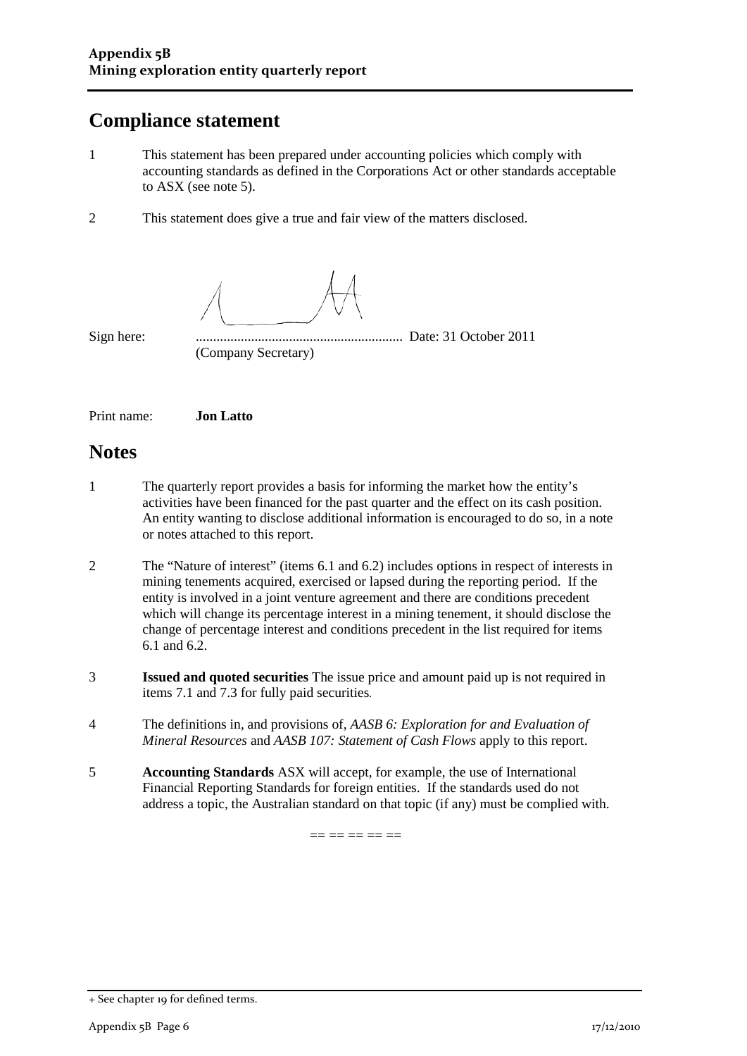## Compliance statement

1 This statement has been prepared under accounting policies which comply with accounting standards as defined in the Corporations Act or other standards acceptable to ASX (see note 5).

2 This statement does give a true and fair view of the matters disclosed.

Sign here: ............................................................ Date: 31 October 2011
(Company Secretary)

Print name: **Jon Latto**

## Notes

1 The quarterly report provides a basis for informing the market how the entity's activities have been financed for the past quarter and the effect on its cash position. An entity wanting to disclose additional information is encouraged to do so, in a note or notes attached to this report.

2 The "Nature of interest" (items 6.1 and 6.2) includes options in respect of interests in mining tenements acquired, exercised or lapsed during the reporting period. If the entity is involved in a joint venture agreement and there are conditions precedent which will change its percentage interest in a mining tenement, it should disclose the change of percentage interest and conditions precedent in the list required for items 6.1 and 6.2.

3 **Issued and quoted securities** The issue price and amount paid up is not required in items 7.1 and 7.3 for fully paid securities.

4 The definitions in, and provisions of, *AASB 6: Exploration for and Evaluation of Mineral Resources* and *AASB 107: Statement of Cash Flows* apply to this report.

5 **Accounting Standards** ASX will accept, for example, the use of International Financial Reporting Standards for foreign entities. If the standards used do not address a topic, the Australian standard on that topic (if any) must be complied with.

== == == == ==